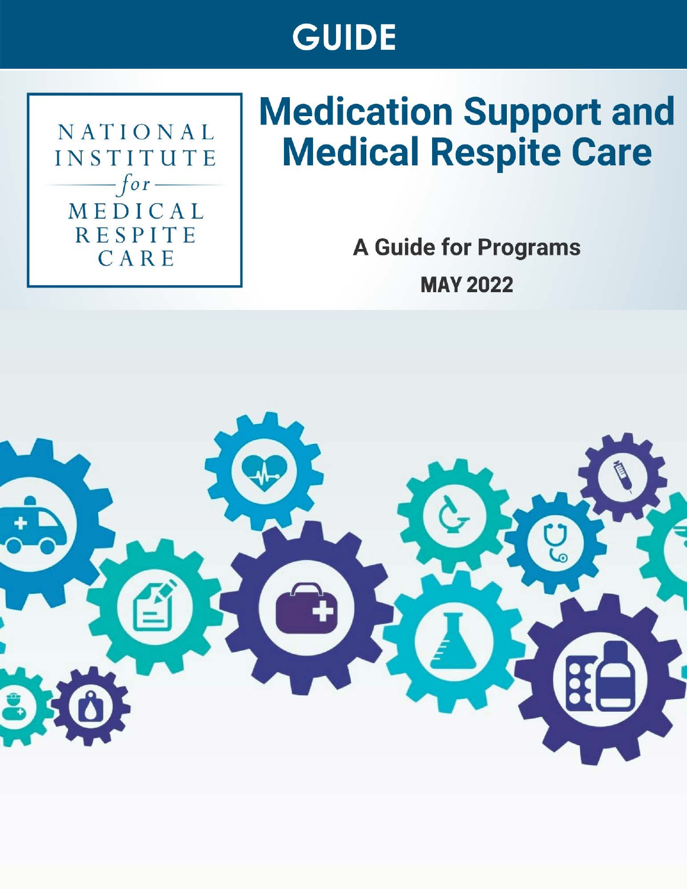# GUIDE

NATIONAL INSTITUTE *for* MEDICAL RESPITE CARE

# Medication Support and Medical Respite Care

## A Guide for Programs

**MAY 2022**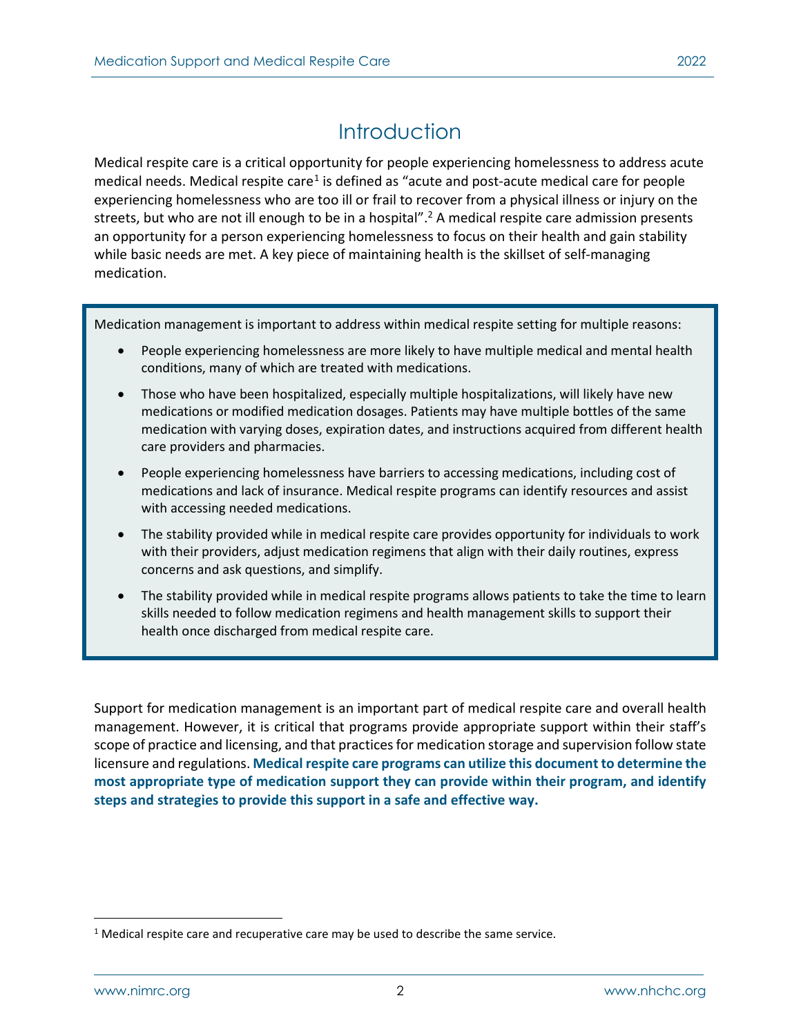# Introduction

Medical respite care is a critical opportunity for people experiencing homelessness to address acute medical needs. Medical respite care[1] is defined as "acute and post-acute medical care for people experiencing homelessness who are too ill or frail to recover from a physical illness or injury on the streets, but who are not ill enough to be in a hospital".[2] A medical respite care admission presents an opportunity for a person experiencing homelessness to focus on their health and gain stability while basic needs are met. A key piece of maintaining health is the skillset of self-managing medication.

Medication management is important to address within medical respite setting for multiple reasons:

- People experiencing homelessness are more likely to have multiple medical and mental health conditions, many of which are treated with medications.
- Those who have been hospitalized, especially multiple hospitalizations, will likely have new medications or modified medication dosages. Patients may have multiple bottles of the same medication with varying doses, expiration dates, and instructions acquired from different health care providers and pharmacies.
- People experiencing homelessness have barriers to accessing medications, including cost of medications and lack of insurance. Medical respite programs can identify resources and assist with accessing needed medications.
- The stability provided while in medical respite care provides opportunity for individuals to work with their providers, adjust medication regimens that align with their daily routines, express concerns and ask questions, and simplify.
- The stability provided while in medical respite programs allows patients to take the time to learn skills needed to follow medication regimens and health management skills to support their health once discharged from medical respite care.

Support for medication management is an important part of medical respite care and overall health management. However, it is critical that programs provide appropriate support within their staff's scope of practice and licensing, and that practices for medication storage and supervision follow state licensure and regulations. **Medical respite care programs can utilize this document to determine the most appropriate type of medication support they can provide within their program, and identify steps and strategies to provide this support in a safe and effective way.**

---

[1] Medical respite care and recuperative care may be used to describe the same service.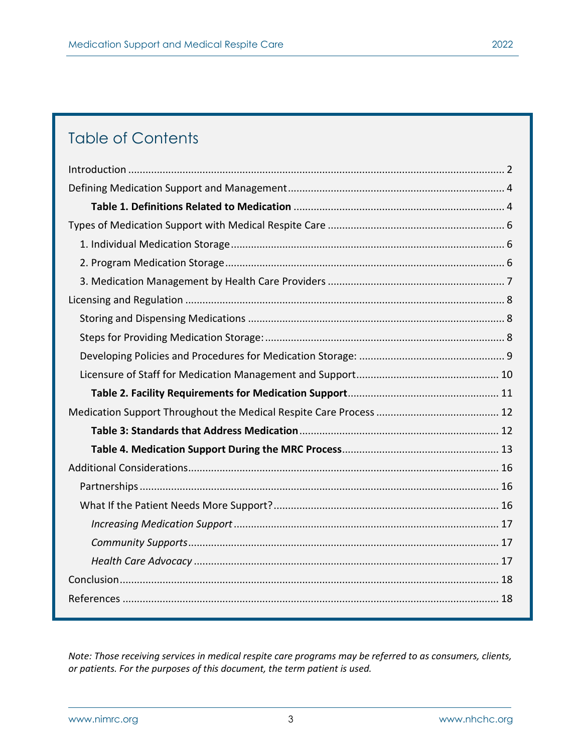# Table of Contents

Introduction ........................................................................................................................ 2

Defining Medication Support and Management .............................................................. 4

&nbsp;&nbsp;&nbsp;&nbsp;**Table 1. Definitions Related to Medication** ................................................................ 4

Types of Medication Support with Medical Respite Care .................................................. 6

&nbsp;&nbsp;1. Individual Medication Storage ..................................................................................... 6

&nbsp;&nbsp;2. Program Medication Storage ....................................................................................... 6

&nbsp;&nbsp;3. Medication Management by Health Care Providers .................................................... 7

Licensing and Regulation .................................................................................................... 8

&nbsp;&nbsp;Storing and Dispensing Medications ............................................................................... 8

&nbsp;&nbsp;Steps for Providing Medication Storage: ......................................................................... 8

&nbsp;&nbsp;Developing Policies and Procedures for Medication Storage: ......................................... 9

&nbsp;&nbsp;Licensure of Staff for Medication Management and Support ....................................... 10

&nbsp;&nbsp;&nbsp;&nbsp;**Table 2. Facility Requirements for Medication Support** ........................................... 11

Medication Support Throughout the Medical Respite Care Process ................................ 12

&nbsp;&nbsp;&nbsp;&nbsp;**Table 3: Standards that Address Medication** ............................................................ 12

&nbsp;&nbsp;&nbsp;&nbsp;**Table 4. Medication Support During the MRC Process** ............................................. 13

Additional Considerations .................................................................................................. 16

&nbsp;&nbsp;Partnerships .................................................................................................................... 16

&nbsp;&nbsp;What If the Patient Needs More Support? ..................................................................... 16

&nbsp;&nbsp;&nbsp;&nbsp;*Increasing Medication Support* .................................................................................... 17

&nbsp;&nbsp;&nbsp;&nbsp;*Community Supports* .................................................................................................. 17

&nbsp;&nbsp;&nbsp;&nbsp;*Health Care Advocacy* ................................................................................................ 17

Conclusion .......................................................................................................................... 18

References .......................................................................................................................... 18

*Note: Those receiving services in medical respite care programs may be referred to as consumers, clients, or patients. For the purposes of this document, the term patient is used.*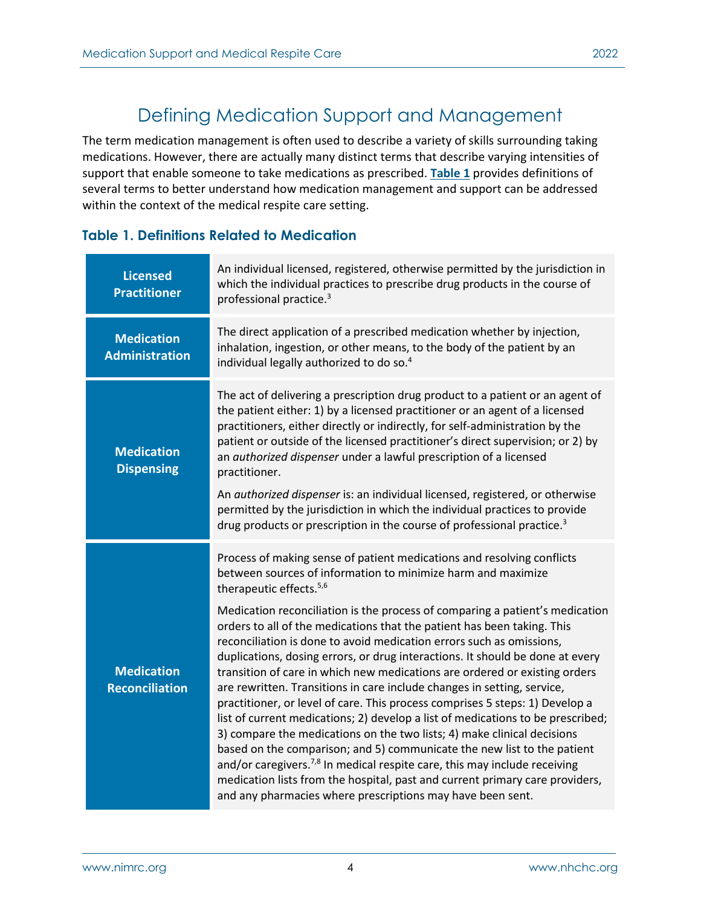# Defining Medication Support and Management

The term medication management is often used to describe a variety of skills surrounding taking medications. However, there are actually many distinct terms that describe varying intensities of support that enable someone to take medications as prescribed. **Table 1** provides definitions of several terms to better understand how medication management and support can be addressed within the context of the medical respite care setting.

### Table 1. Definitions Related to Medication

| Term | Definition |
|---|---|
| **Licensed Practitioner** | An individual licensed, registered, otherwise permitted by the jurisdiction in which the individual practices to prescribe drug products in the course of professional practice.[3] |
| **Medication Administration** | The direct application of a prescribed medication whether by injection, inhalation, ingestion, or other means, to the body of the patient by an individual legally authorized to do so.[4] |
| **Medication Dispensing** | The act of delivering a prescription drug product to a patient or an agent of the patient either: 1) by a licensed practitioner or an agent of a licensed practitioners, either directly or indirectly, for self-administration by the patient or outside of the licensed practitioner's direct supervision; or 2) by an *authorized dispenser* under a lawful prescription of a licensed practitioner.<br><br>An *authorized dispenser* is: an individual licensed, registered, or otherwise permitted by the jurisdiction in which the individual practices to provide drug products or prescription in the course of professional practice.[3] |
| **Medication Reconciliation** | Process of making sense of patient medications and resolving conflicts between sources of information to minimize harm and maximize therapeutic effects.[5,6]<br><br>Medication reconciliation is the process of comparing a patient's medication orders to all of the medications that the patient has been taking. This reconciliation is done to avoid medication errors such as omissions, duplications, dosing errors, or drug interactions. It should be done at every transition of care in which new medications are ordered or existing orders are rewritten. Transitions in care include changes in setting, service, practitioner, or level of care. This process comprises 5 steps: 1) Develop a list of current medications; 2) develop a list of medications to be prescribed; 3) compare the medications on the two lists; 4) make clinical decisions based on the comparison; and 5) communicate the new list to the patient and/or caregivers.[7,8] In medical respite care, this may include receiving medication lists from the hospital, past and current primary care providers, and any pharmacies where prescriptions may have been sent. |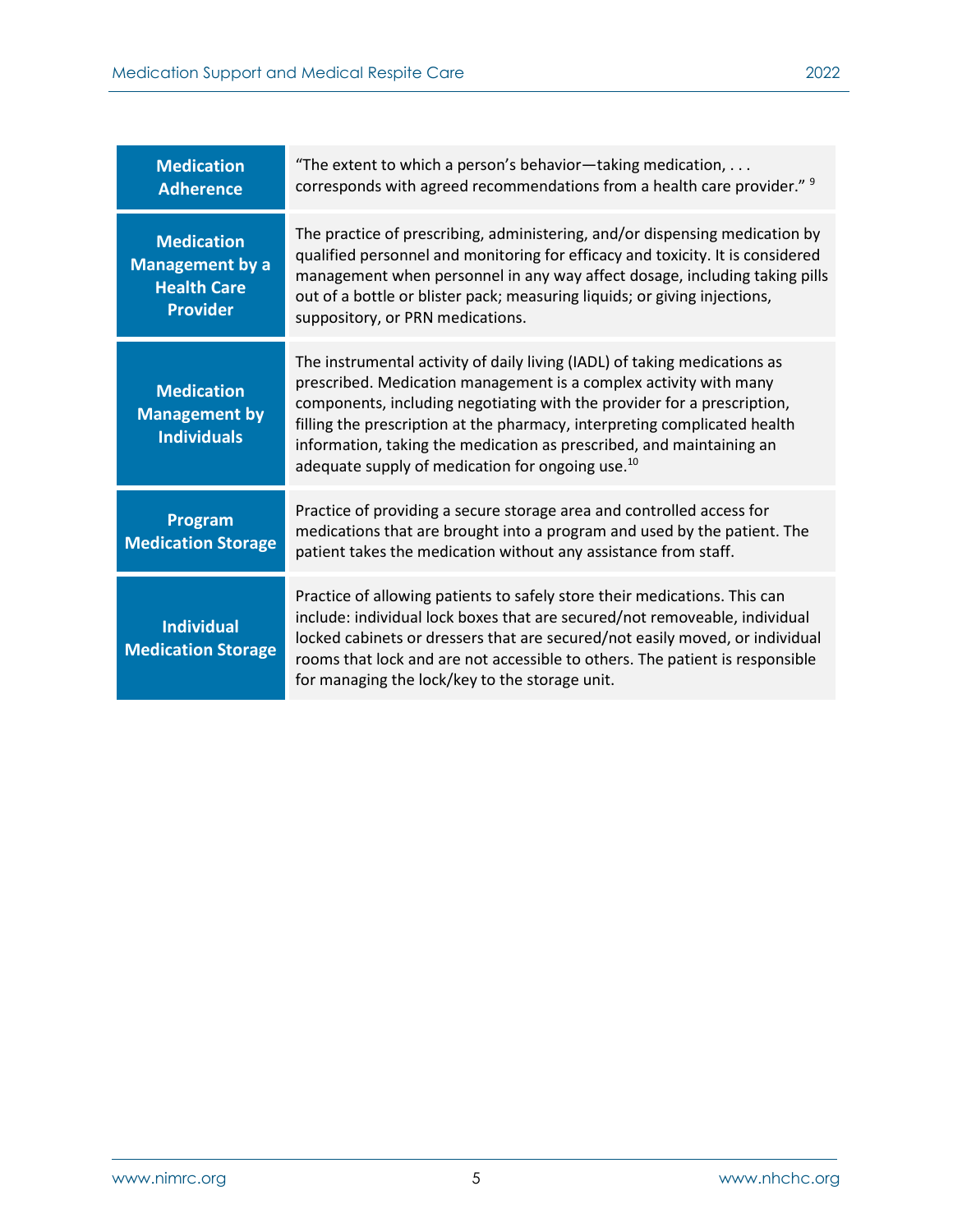| | |
|---|---|
| **Medication Adherence** | "The extent to which a person's behavior—taking medication, . . . corresponds with agreed recommendations from a health care provider." [9] |
| **Medication Management by a Health Care Provider** | The practice of prescribing, administering, and/or dispensing medication by qualified personnel and monitoring for efficacy and toxicity. It is considered management when personnel in any way affect dosage, including taking pills out of a bottle or blister pack; measuring liquids; or giving injections, suppository, or PRN medications. |
| **Medication Management by Individuals** | The instrumental activity of daily living (IADL) of taking medications as prescribed. Medication management is a complex activity with many components, including negotiating with the provider for a prescription, filling the prescription at the pharmacy, interpreting complicated health information, taking the medication as prescribed, and maintaining an adequate supply of medication for ongoing use.[10] |
| **Program Medication Storage** | Practice of providing a secure storage area and controlled access for medications that are brought into a program and used by the patient. The patient takes the medication without any assistance from staff. |
| **Individual Medication Storage** | Practice of allowing patients to safely store their medications. This can include: individual lock boxes that are secured/not removeable, individual locked cabinets or dressers that are secured/not easily moved, or individual rooms that lock and are not accessible to others. The patient is responsible for managing the lock/key to the storage unit. |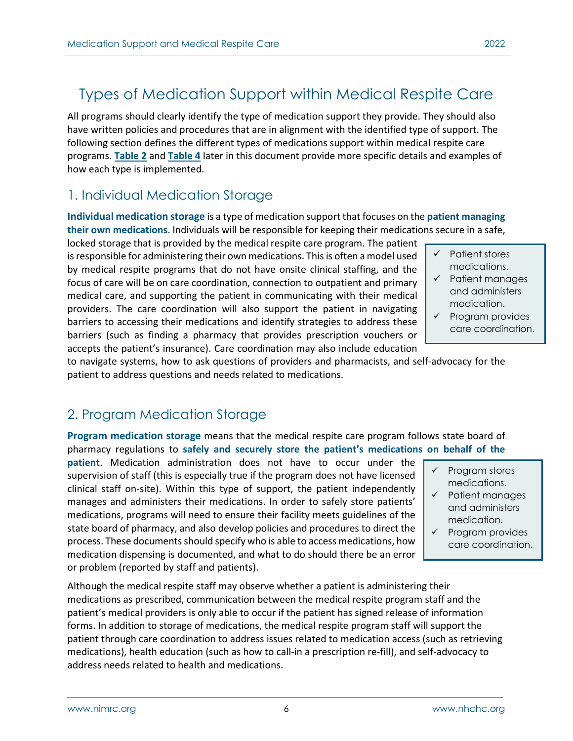# Types of Medication Support within Medical Respite Care

All programs should clearly identify the type of medication support they provide. They should also have written policies and procedures that are in alignment with the identified type of support. The following section defines the different types of medications support within medical respite care programs. **Table 2** and **Table 4** later in this document provide more specific details and examples of how each type is implemented.

## 1. Individual Medication Storage

**Individual medication storage** is a type of medication support that focuses on the **patient managing their own medications**. Individuals will be responsible for keeping their medications secure in a safe, locked storage that is provided by the medical respite care program. The patient is responsible for administering their own medications. This is often a model used by medical respite programs that do not have onsite clinical staffing, and the focus of care will be on care coordination, connection to outpatient and primary medical care, and supporting the patient in communicating with their medical providers. The care coordination will also support the patient in navigating barriers to accessing their medications and identify strategies to address these barriers (such as finding a pharmacy that provides prescription vouchers or accepts the patient's insurance). Care coordination may also include education to navigate systems, how to ask questions of providers and pharmacists, and self-advocacy for the patient to address questions and needs related to medications.

- ✓ Patient stores medications.
- ✓ Patient manages and administers medication.
- ✓ Program provides care coordination.

## 2. Program Medication Storage

**Program medication storage** means that the medical respite care program follows state board of pharmacy regulations to **safely and securely store the patient's medications on behalf of the patient**. Medication administration does not have to occur under the supervision of staff (this is especially true if the program does not have licensed clinical staff on-site). Within this type of support, the patient independently manages and administers their medications. In order to safely store patients' medications, programs will need to ensure their facility meets guidelines of the state board of pharmacy, and also develop policies and procedures to direct the process. These documents should specify who is able to access medications, how medication dispensing is documented, and what to do should there be an error or problem (reported by staff and patients).

- ✓ Program stores medications.
- ✓ Patient manages and administers medication.
- ✓ Program provides care coordination.

Although the medical respite staff may observe whether a patient is administering their medications as prescribed, communication between the medical respite program staff and the patient's medical providers is only able to occur if the patient has signed release of information forms. In addition to storage of medications, the medical respite program staff will support the patient through care coordination to address issues related to medication access (such as retrieving medications), health education (such as how to call-in a prescription re-fill), and self-advocacy to address needs related to health and medications.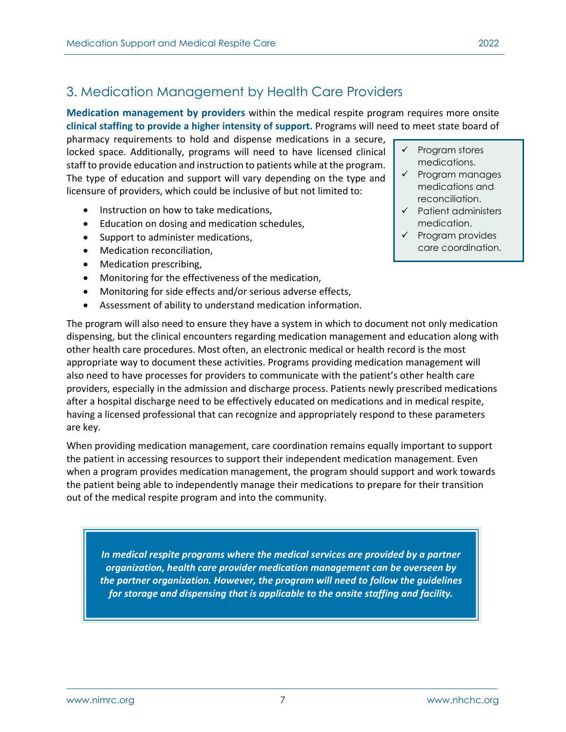## 3. Medication Management by Health Care Providers

**Medication management by providers** within the medical respite program requires more onsite **clinical staffing to provide a higher intensity of support.** Programs will need to meet state board of pharmacy requirements to hold and dispense medications in a secure, locked space. Additionally, programs will need to have licensed clinical staff to provide education and instruction to patients while at the program. The type of education and support will vary depending on the type and licensure of providers, which could be inclusive of but not limited to:

- ✓ Program stores medications.
- ✓ Program manages medications and reconciliation.
- ✓ Patient administers medication.
- ✓ Program provides care coordination.

- Instruction on how to take medications,
- Education on dosing and medication schedules,
- Support to administer medications,
- Medication reconciliation,
- Medication prescribing,
- Monitoring for the effectiveness of the medication,
- Monitoring for side effects and/or serious adverse effects,
- Assessment of ability to understand medication information.

The program will also need to ensure they have a system in which to document not only medication dispensing, but the clinical encounters regarding medication management and education along with other health care procedures. Most often, an electronic medical or health record is the most appropriate way to document these activities. Programs providing medication management will also need to have processes for providers to communicate with the patient's other health care providers, especially in the admission and discharge process. Patients newly prescribed medications after a hospital discharge need to be effectively educated on medications and in medical respite, having a licensed professional that can recognize and appropriately respond to these parameters are key.

When providing medication management, care coordination remains equally important to support the patient in accessing resources to support their independent medication management. Even when a program provides medication management, the program should support and work towards the patient being able to independently manage their medications to prepare for their transition out of the medical respite program and into the community.

***In medical respite programs where the medical services are provided by a partner organization, health care provider medication management can be overseen by the partner organization. However, the program will need to follow the guidelines for storage and dispensing that is applicable to the onsite staffing and facility.***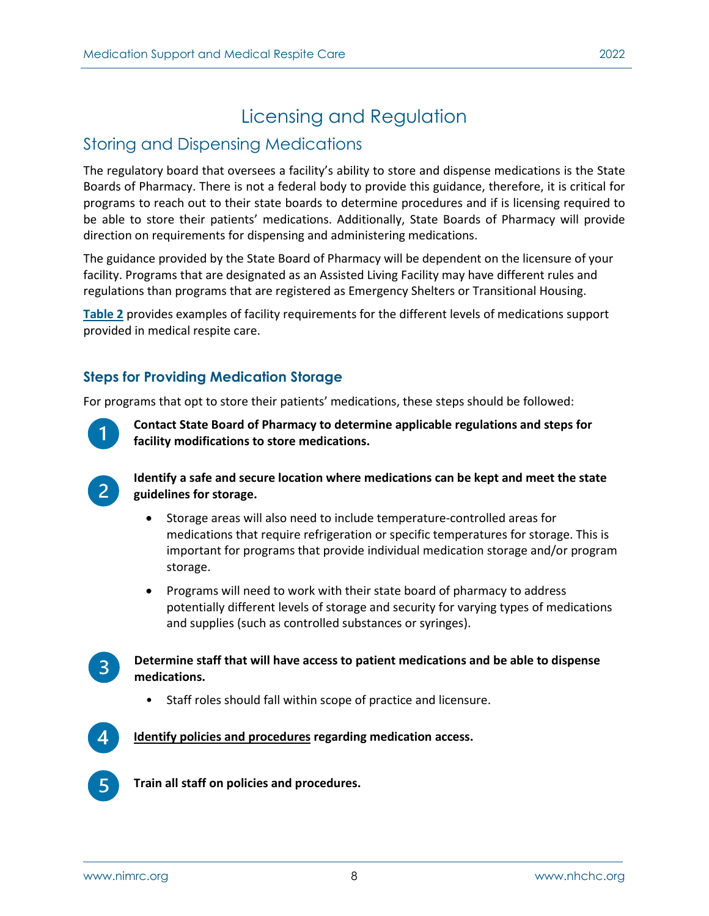# Licensing and Regulation

## Storing and Dispensing Medications

The regulatory board that oversees a facility's ability to store and dispense medications is the State Boards of Pharmacy. There is not a federal body to provide this guidance, therefore, it is critical for programs to reach out to their state boards to determine procedures and if is licensing required to be able to store their patients' medications. Additionally, State Boards of Pharmacy will provide direction on requirements for dispensing and administering medications.

The guidance provided by the State Board of Pharmacy will be dependent on the licensure of your facility. Programs that are designated as an Assisted Living Facility may have different rules and regulations than programs that are registered as Emergency Shelters or Transitional Housing.

**Table 2** provides examples of facility requirements for the different levels of medications support provided in medical respite care.

### Steps for Providing Medication Storage

For programs that opt to store their patients' medications, these steps should be followed:

1. **Contact State Board of Pharmacy to determine applicable regulations and steps for facility modifications to store medications.**

2. **Identify a safe and secure location where medications can be kept and meet the state guidelines for storage.**
   - Storage areas will also need to include temperature-controlled areas for medications that require refrigeration or specific temperatures for storage. This is important for programs that provide individual medication storage and/or program storage.
   - Programs will need to work with their state board of pharmacy to address potentially different levels of storage and security for varying types of medications and supplies (such as controlled substances or syringes).

3. **Determine staff that will have access to patient medications and be able to dispense medications.**
   - Staff roles should fall within scope of practice and licensure.

4. **Identify policies and procedures regarding medication access.**

5. **Train all staff on policies and procedures.**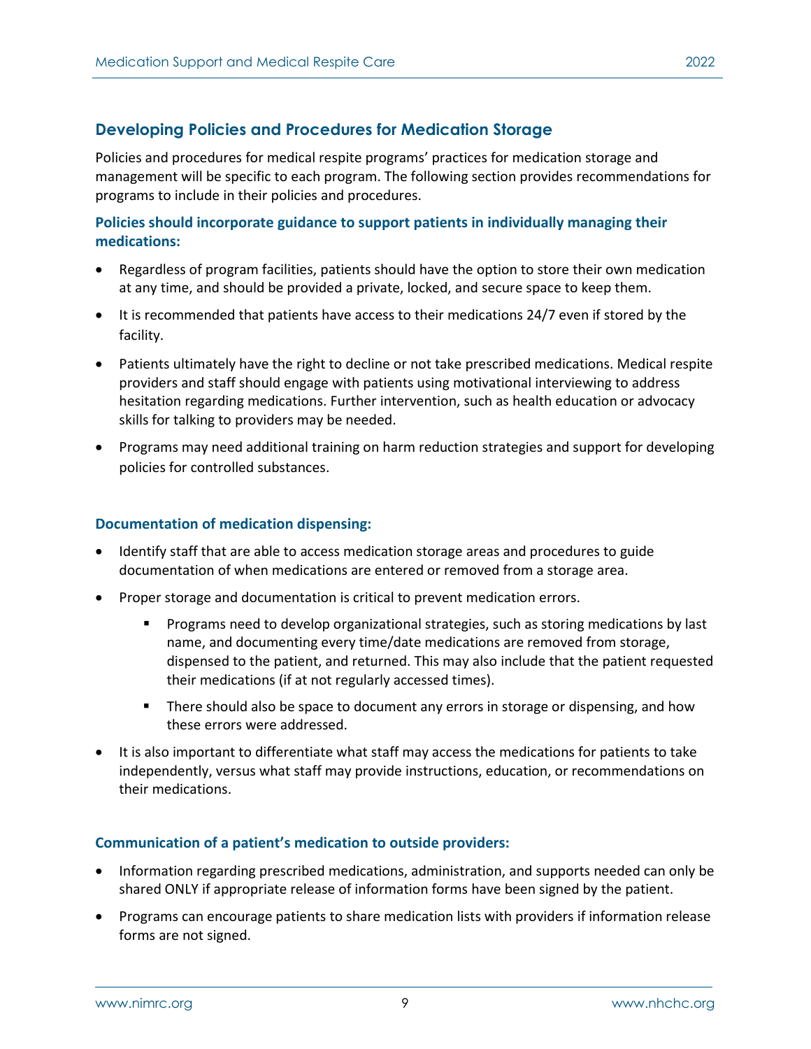## Developing Policies and Procedures for Medication Storage

Policies and procedures for medical respite programs' practices for medication storage and management will be specific to each program. The following section provides recommendations for programs to include in their policies and procedures.

### Policies should incorporate guidance to support patients in individually managing their medications:

- Regardless of program facilities, patients should have the option to store their own medication at any time, and should be provided a private, locked, and secure space to keep them.
- It is recommended that patients have access to their medications 24/7 even if stored by the facility.
- Patients ultimately have the right to decline or not take prescribed medications. Medical respite providers and staff should engage with patients using motivational interviewing to address hesitation regarding medications. Further intervention, such as health education or advocacy skills for talking to providers may be needed.
- Programs may need additional training on harm reduction strategies and support for developing policies for controlled substances.

### Documentation of medication dispensing:

- Identify staff that are able to access medication storage areas and procedures to guide documentation of when medications are entered or removed from a storage area.
- Proper storage and documentation is critical to prevent medication errors.
  - Programs need to develop organizational strategies, such as storing medications by last name, and documenting every time/date medications are removed from storage, dispensed to the patient, and returned. This may also include that the patient requested their medications (if at not regularly accessed times).
  - There should also be space to document any errors in storage or dispensing, and how these errors were addressed.
- It is also important to differentiate what staff may access the medications for patients to take independently, versus what staff may provide instructions, education, or recommendations on their medications.

### Communication of a patient's medication to outside providers:

- Information regarding prescribed medications, administration, and supports needed can only be shared ONLY if appropriate release of information forms have been signed by the patient.
- Programs can encourage patients to share medication lists with providers if information release forms are not signed.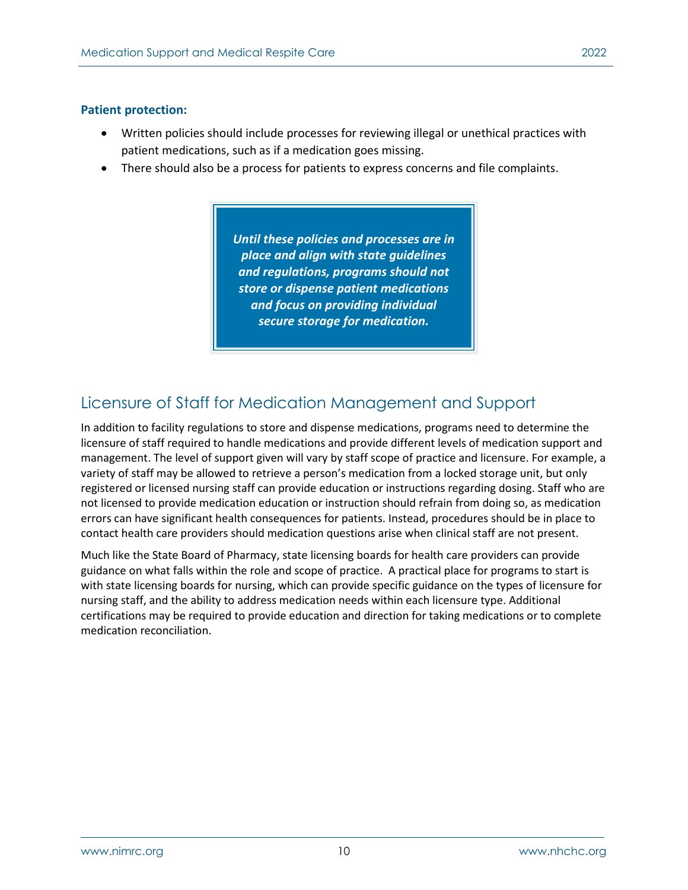**Patient protection:**

- Written policies should include processes for reviewing illegal or unethical practices with patient medications, such as if a medication goes missing.
- There should also be a process for patients to express concerns and file complaints.

> ***Until these policies and processes are in place and align with state guidelines and regulations, programs should not store or dispense patient medications and focus on providing individual secure storage for medication.***

## Licensure of Staff for Medication Management and Support

In addition to facility regulations to store and dispense medications, programs need to determine the licensure of staff required to handle medications and provide different levels of medication support and management. The level of support given will vary by staff scope of practice and licensure. For example, a variety of staff may be allowed to retrieve a person's medication from a locked storage unit, but only registered or licensed nursing staff can provide education or instructions regarding dosing. Staff who are not licensed to provide medication education or instruction should refrain from doing so, as medication errors can have significant health consequences for patients. Instead, procedures should be in place to contact health care providers should medication questions arise when clinical staff are not present.

Much like the State Board of Pharmacy, state licensing boards for health care providers can provide guidance on what falls within the role and scope of practice. A practical place for programs to start is with state licensing boards for nursing, which can provide specific guidance on the types of licensure for nursing staff, and the ability to address medication needs within each licensure type. Additional certifications may be required to provide education and direction for taking medications or to complete medication reconciliation.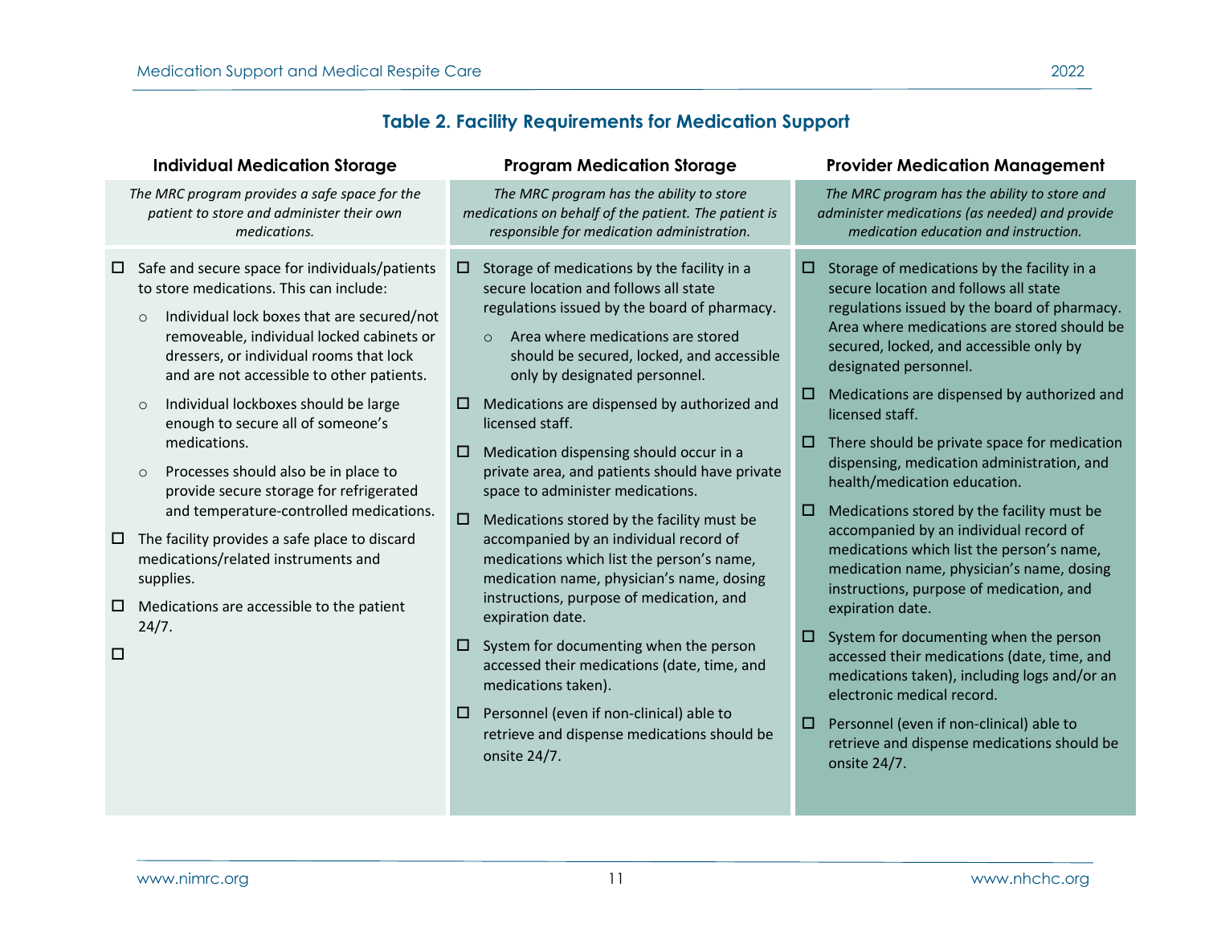## Table 2. Facility Requirements for Medication Support

| Individual Medication Storage | Program Medication Storage | Provider Medication Management |
|---|---|---|
| *The MRC program provides a safe space for the patient to store and administer their own medications.* | *The MRC program has the ability to store medications on behalf of the patient. The patient is responsible for medication administration.* | *The MRC program has the ability to store and administer medications (as needed) and provide medication education and instruction.* |
| ☐ Safe and secure space for individuals/patients to store medications. This can include:<br>○ Individual lock boxes that are secured/not removeable, individual locked cabinets or dressers, or individual rooms that lock and are not accessible to other patients.<br>○ Individual lockboxes should be large enough to secure all of someone's medications.<br>○ Processes should also be in place to provide secure storage for refrigerated and temperature-controlled medications.<br>☐ The facility provides a safe place to discard medications/related instruments and supplies.<br>☐ Medications are accessible to the patient 24/7.<br>☐ | ☐ Storage of medications by the facility in a secure location and follows all state regulations issued by the board of pharmacy.<br>○ Area where medications are stored should be secured, locked, and accessible only by designated personnel.<br>☐ Medications are dispensed by authorized and licensed staff.<br>☐ Medication dispensing should occur in a private area, and patients should have private space to administer medications.<br>☐ Medications stored by the facility must be accompanied by an individual record of medications which list the person's name, medication name, physician's name, dosing instructions, purpose of medication, and expiration date.<br>☐ System for documenting when the person accessed their medications (date, time, and medications taken).<br>☐ Personnel (even if non-clinical) able to retrieve and dispense medications should be onsite 24/7. | ☐ Storage of medications by the facility in a secure location and follows all state regulations issued by the board of pharmacy. Area where medications are stored should be secured, locked, and accessible only by designated personnel.<br>☐ Medications are dispensed by authorized and licensed staff.<br>☐ There should be private space for medication dispensing, medication administration, and health/medication education.<br>☐ Medications stored by the facility must be accompanied by an individual record of medications which list the person's name, medication name, physician's name, dosing instructions, purpose of medication, and expiration date.<br>☐ System for documenting when the person accessed their medications (date, time, and medications taken), including logs and/or an electronic medical record.<br>☐ Personnel (even if non-clinical) able to retrieve and dispense medications should be onsite 24/7. |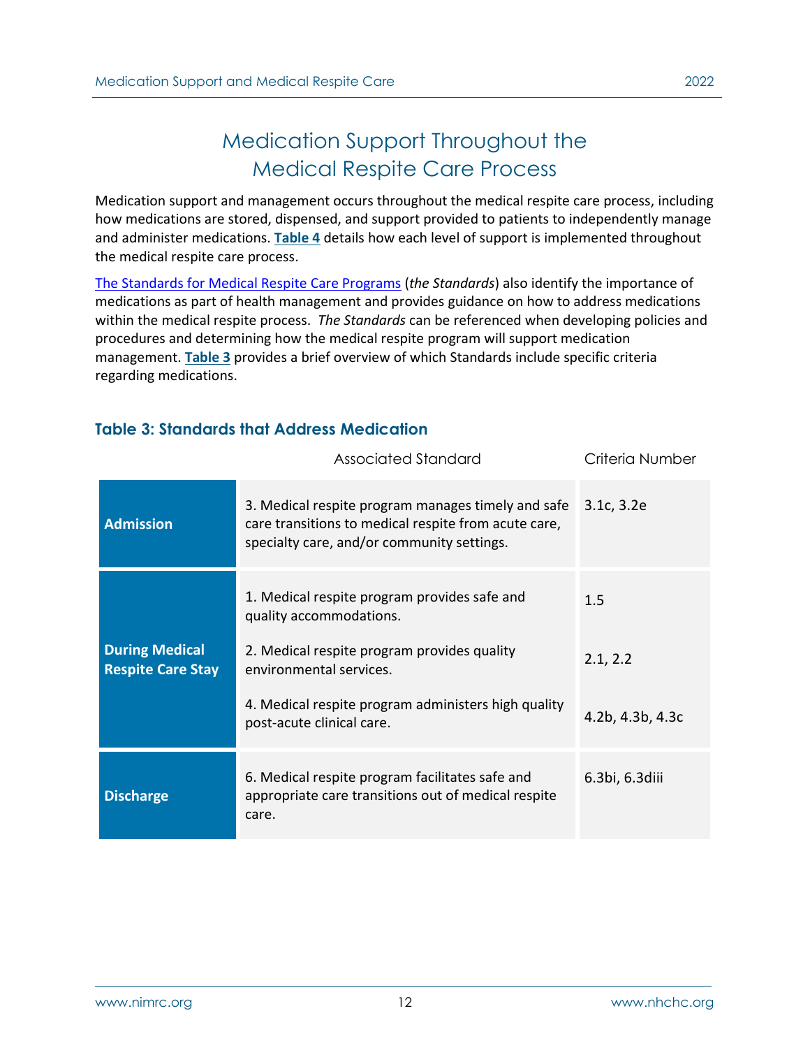# Medication Support Throughout the Medical Respite Care Process

Medication support and management occurs throughout the medical respite care process, including how medications are stored, dispensed, and support provided to patients to independently manage and administer medications. **Table 4** details how each level of support is implemented throughout the medical respite care process.

The Standards for Medical Respite Care Programs (*the Standards*) also identify the importance of medications as part of health management and provides guidance on how to address medications within the medical respite process. *The Standards* can be referenced when developing policies and procedures and determining how the medical respite program will support medication management. **Table 3** provides a brief overview of which Standards include specific criteria regarding medications.

### Table 3: Standards that Address Medication

| | Associated Standard | Criteria Number |
|---|---|---|
| **Admission** | 3. Medical respite program manages timely and safe care transitions to medical respite from acute care, specialty care, and/or community settings. | 3.1c, 3.2e |
| **During Medical Respite Care Stay** | 1. Medical respite program provides safe and quality accommodations. | 1.5 |
| | 2. Medical respite program provides quality environmental services. | 2.1, 2.2 |
| | 4. Medical respite program administers high quality post-acute clinical care. | 4.2b, 4.3b, 4.3c |
| **Discharge** | 6. Medical respite program facilitates safe and appropriate care transitions out of medical respite care. | 6.3bi, 6.3diii |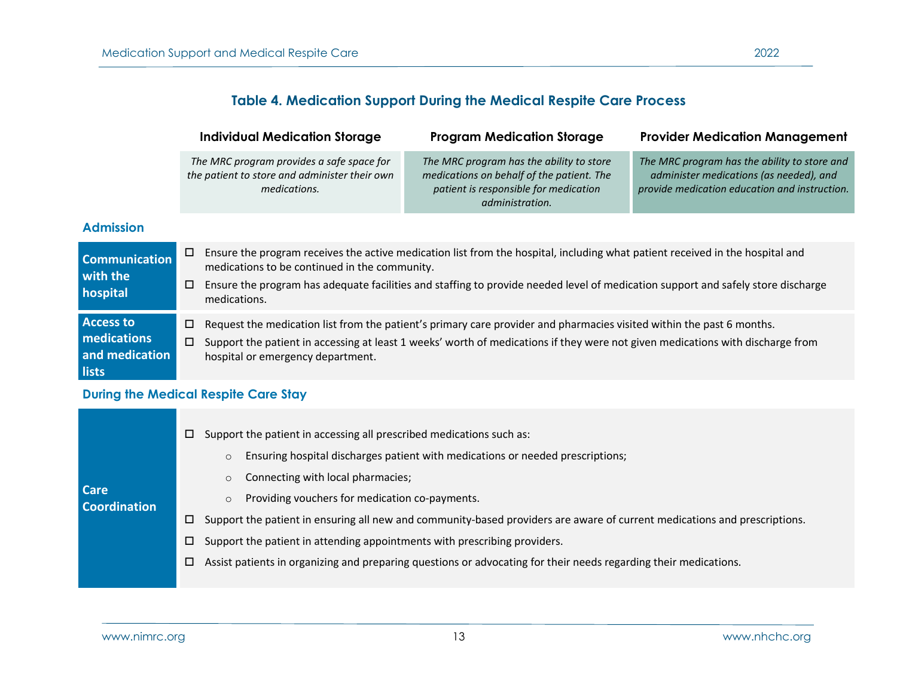## Table 4. Medication Support During the Medical Respite Care Process

| Individual Medication Storage | Program Medication Storage | Provider Medication Management |
|---|---|---|
| *The MRC program provides a safe space for the patient to store and administer their own medications.* | *The MRC program has the ability to store medications on behalf of the patient. The patient is responsible for medication administration.* | *The MRC program has the ability to store and administer medications (as needed), and provide medication education and instruction.* |

### Admission

**Communication with the hospital**

- ☐ Ensure the program receives the active medication list from the hospital, including what patient received in the hospital and medications to be continued in the community.
- ☐ Ensure the program has adequate facilities and staffing to provide needed level of medication support and safely store discharge medications.

**Access to medications and medication lists**

- ☐ Request the medication list from the patient's primary care provider and pharmacies visited within the past 6 months.
- ☐ Support the patient in accessing at least 1 weeks' worth of medications if they were not given medications with discharge from hospital or emergency department.

### During the Medical Respite Care Stay

**Care Coordination**

- ☐ Support the patient in accessing all prescribed medications such as:
  - Ensuring hospital discharges patient with medications or needed prescriptions;
  - Connecting with local pharmacies;
  - Providing vouchers for medication co-payments.
- ☐ Support the patient in ensuring all new and community-based providers are aware of current medications and prescriptions.
- ☐ Support the patient in attending appointments with prescribing providers.
- ☐ Assist patients in organizing and preparing questions or advocating for their needs regarding their medications.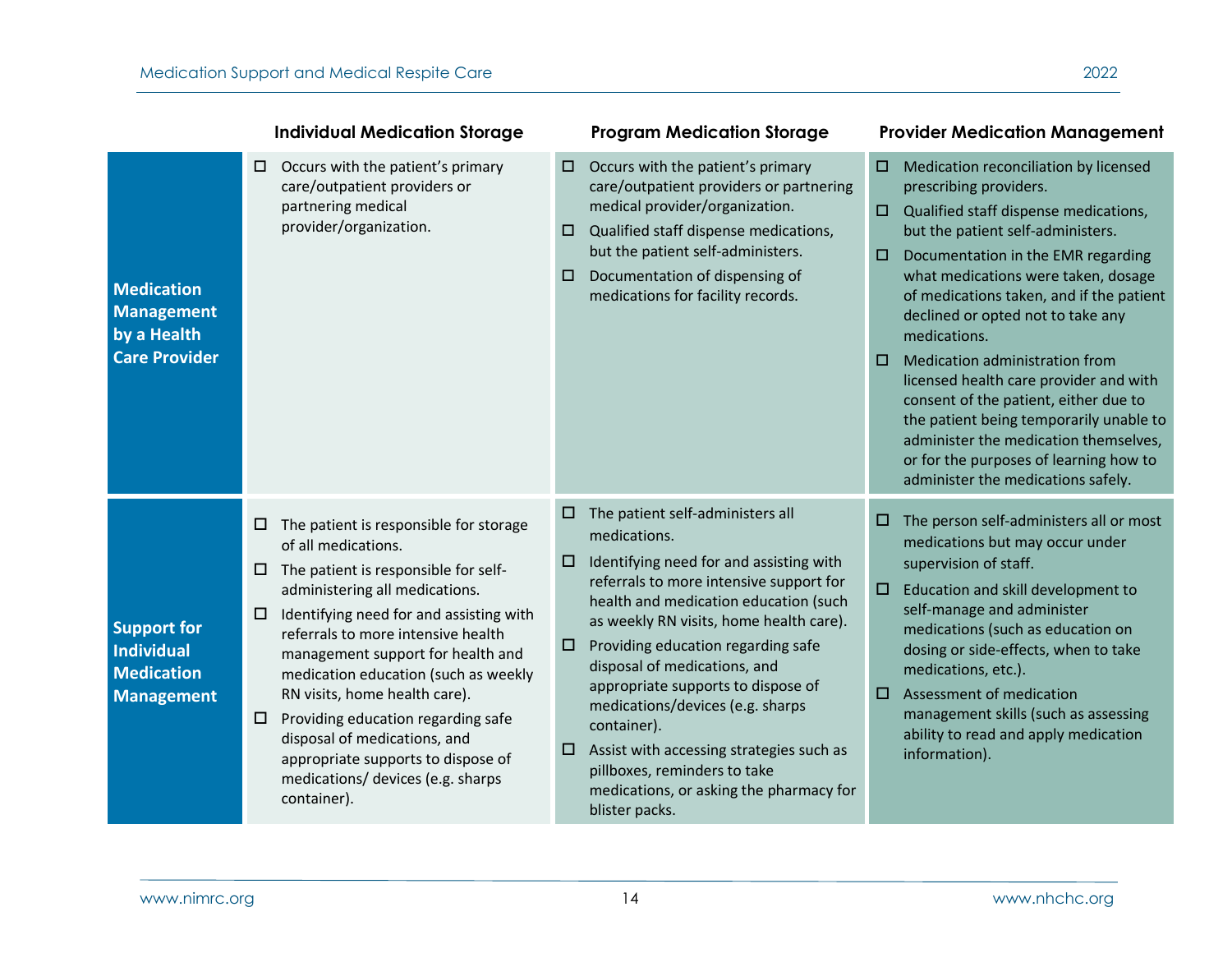| | Individual Medication Storage | Program Medication Storage | Provider Medication Management |
|---|---|---|---|
| **Medication Management by a Health Care Provider** | ☐ Occurs with the patient's primary care/outpatient providers or partnering medical provider/organization. | ☐ Occurs with the patient's primary care/outpatient providers or partnering medical provider/organization.<br>☐ Qualified staff dispense medications, but the patient self-administers.<br>☐ Documentation of dispensing of medications for facility records. | ☐ Medication reconciliation by licensed prescribing providers.<br>☐ Qualified staff dispense medications, but the patient self-administers.<br>☐ Documentation in the EMR regarding what medications were taken, dosage of medications taken, and if the patient declined or opted not to take any medications.<br>☐ Medication administration from licensed health care provider and with consent of the patient, either due to the patient being temporarily unable to administer the medication themselves, or for the purposes of learning how to administer the medications safely. |
| **Support for Individual Medication Management** | ☐ The patient is responsible for storage of all medications.<br>☐ The patient is responsible for self-administering all medications.<br>☐ Identifying need for and assisting with referrals to more intensive health management support for health and medication education (such as weekly RN visits, home health care).<br>☐ Providing education regarding safe disposal of medications, and appropriate supports to dispose of medications/ devices (e.g. sharps container). | ☐ The patient self-administers all medications.<br>☐ Identifying need for and assisting with referrals to more intensive support for health and medication education (such as weekly RN visits, home health care).<br>☐ Providing education regarding safe disposal of medications, and appropriate supports to dispose of medications/devices (e.g. sharps container).<br>☐ Assist with accessing strategies such as pillboxes, reminders to take medications, or asking the pharmacy for blister packs. | ☐ The person self-administers all or most medications but may occur under supervision of staff.<br>☐ Education and skill development to self-manage and administer medications (such as education on dosing or side-effects, when to take medications, etc.).<br>☐ Assessment of medication management skills (such as assessing ability to read and apply medication information). |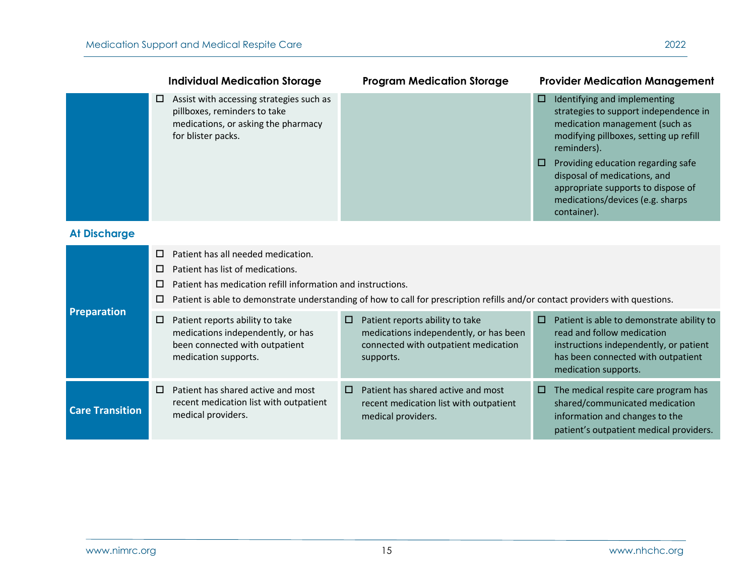| | Individual Medication Storage | Program Medication Storage | Provider Medication Management |
|---|---|---|---|
| | ☐ Assist with accessing strategies such as pillboxes, reminders to take medications, or asking the pharmacy for blister packs. | | ☐ Identifying and implementing strategies to support independence in medication management (such as modifying pillboxes, setting up refill reminders).<br>☐ Providing education regarding safe disposal of medications, and appropriate supports to dispose of medications/devices (e.g. sharps container). |

## At Discharge

| | Individual Medication Storage | Program Medication Storage | Provider Medication Management |
|---|---|---|---|
| **Preparation** | ☐ Patient has all needed medication.<br>☐ Patient has list of medications.<br>☐ Patient has medication refill information and instructions.<br>☐ Patient is able to demonstrate understanding of how to call for prescription refills and/or contact providers with questions. | | |
| | ☐ Patient reports ability to take medications independently, or has been connected with outpatient medication supports. | ☐ Patient reports ability to take medications independently, or has been connected with outpatient medication supports. | ☐ Patient is able to demonstrate ability to read and follow medication instructions independently, or patient has been connected with outpatient medication supports. |
| **Care Transition** | ☐ Patient has shared active and most recent medication list with outpatient medical providers. | ☐ Patient has shared active and most recent medication list with outpatient medical providers. | ☐ The medical respite care program has shared/communicated medication information and changes to the patient's outpatient medical providers. |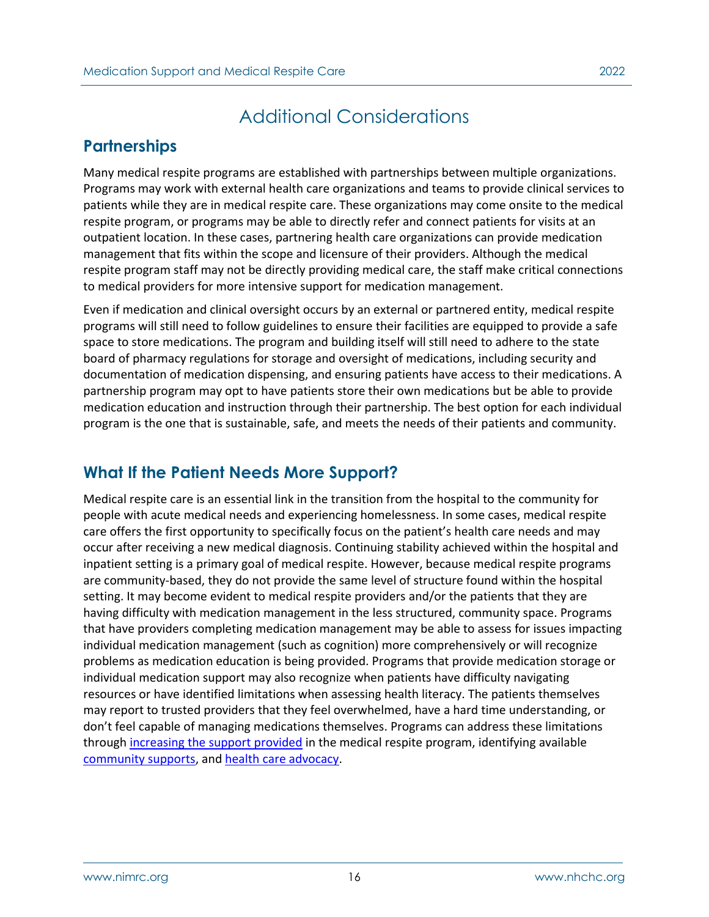# Additional Considerations

## Partnerships

Many medical respite programs are established with partnerships between multiple organizations. Programs may work with external health care organizations and teams to provide clinical services to patients while they are in medical respite care. These organizations may come onsite to the medical respite program, or programs may be able to directly refer and connect patients for visits at an outpatient location. In these cases, partnering health care organizations can provide medication management that fits within the scope and licensure of their providers. Although the medical respite program staff may not be directly providing medical care, the staff make critical connections to medical providers for more intensive support for medication management.

Even if medication and clinical oversight occurs by an external or partnered entity, medical respite programs will still need to follow guidelines to ensure their facilities are equipped to provide a safe space to store medications. The program and building itself will still need to adhere to the state board of pharmacy regulations for storage and oversight of medications, including security and documentation of medication dispensing, and ensuring patients have access to their medications. A partnership program may opt to have patients store their own medications but be able to provide medication education and instruction through their partnership. The best option for each individual program is the one that is sustainable, safe, and meets the needs of their patients and community.

## What If the Patient Needs More Support?

Medical respite care is an essential link in the transition from the hospital to the community for people with acute medical needs and experiencing homelessness. In some cases, medical respite care offers the first opportunity to specifically focus on the patient's health care needs and may occur after receiving a new medical diagnosis. Continuing stability achieved within the hospital and inpatient setting is a primary goal of medical respite. However, because medical respite programs are community-based, they do not provide the same level of structure found within the hospital setting. It may become evident to medical respite providers and/or the patients that they are having difficulty with medication management in the less structured, community space. Programs that have providers completing medication management may be able to assess for issues impacting individual medication management (such as cognition) more comprehensively or will recognize problems as medication education is being provided. Programs that provide medication storage or individual medication support may also recognize when patients have difficulty navigating resources or have identified limitations when assessing health literacy. The patients themselves may report to trusted providers that they feel overwhelmed, have a hard time understanding, or don't feel capable of managing medications themselves. Programs can address these limitations through increasing the support provided in the medical respite program, identifying available community supports, and health care advocacy.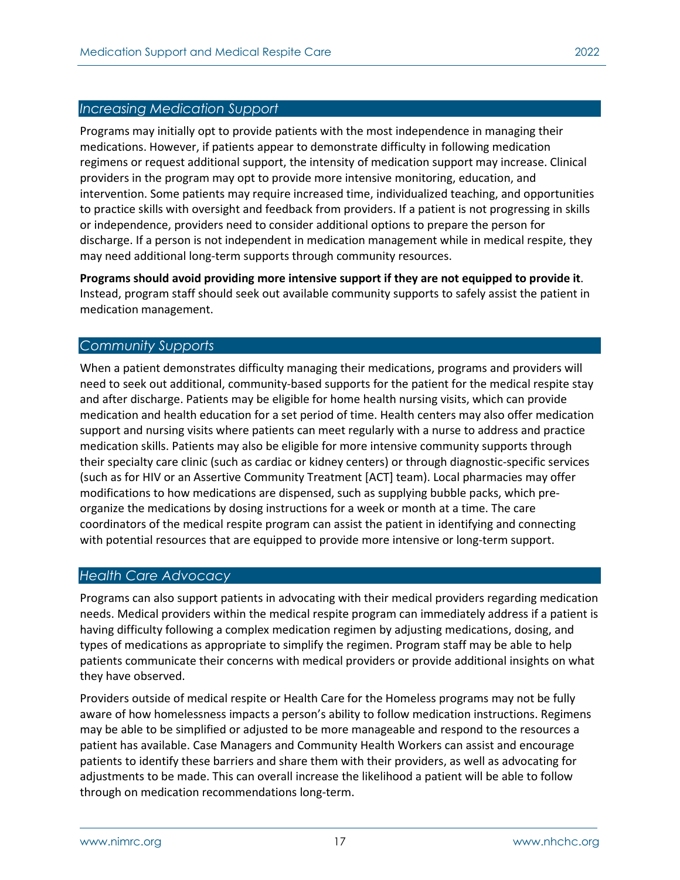## *Increasing Medication Support*

Programs may initially opt to provide patients with the most independence in managing their medications. However, if patients appear to demonstrate difficulty in following medication regimens or request additional support, the intensity of medication support may increase. Clinical providers in the program may opt to provide more intensive monitoring, education, and intervention. Some patients may require increased time, individualized teaching, and opportunities to practice skills with oversight and feedback from providers. If a patient is not progressing in skills or independence, providers need to consider additional options to prepare the person for discharge. If a person is not independent in medication management while in medical respite, they may need additional long-term supports through community resources.

**Programs should avoid providing more intensive support if they are not equipped to provide it**. Instead, program staff should seek out available community supports to safely assist the patient in medication management.

## *Community Supports*

When a patient demonstrates difficulty managing their medications, programs and providers will need to seek out additional, community-based supports for the patient for the medical respite stay and after discharge. Patients may be eligible for home health nursing visits, which can provide medication and health education for a set period of time. Health centers may also offer medication support and nursing visits where patients can meet regularly with a nurse to address and practice medication skills. Patients may also be eligible for more intensive community supports through their specialty care clinic (such as cardiac or kidney centers) or through diagnostic-specific services (such as for HIV or an Assertive Community Treatment [ACT] team). Local pharmacies may offer modifications to how medications are dispensed, such as supplying bubble packs, which pre-organize the medications by dosing instructions for a week or month at a time. The care coordinators of the medical respite program can assist the patient in identifying and connecting with potential resources that are equipped to provide more intensive or long-term support.

## *Health Care Advocacy*

Programs can also support patients in advocating with their medical providers regarding medication needs. Medical providers within the medical respite program can immediately address if a patient is having difficulty following a complex medication regimen by adjusting medications, dosing, and types of medications as appropriate to simplify the regimen. Program staff may be able to help patients communicate their concerns with medical providers or provide additional insights on what they have observed.

Providers outside of medical respite or Health Care for the Homeless programs may not be fully aware of how homelessness impacts a person's ability to follow medication instructions. Regimens may be able to be simplified or adjusted to be more manageable and respond to the resources a patient has available. Case Managers and Community Health Workers can assist and encourage patients to identify these barriers and share them with their providers, as well as advocating for adjustments to be made. This can overall increase the likelihood a patient will be able to follow through on medication recommendations long-term.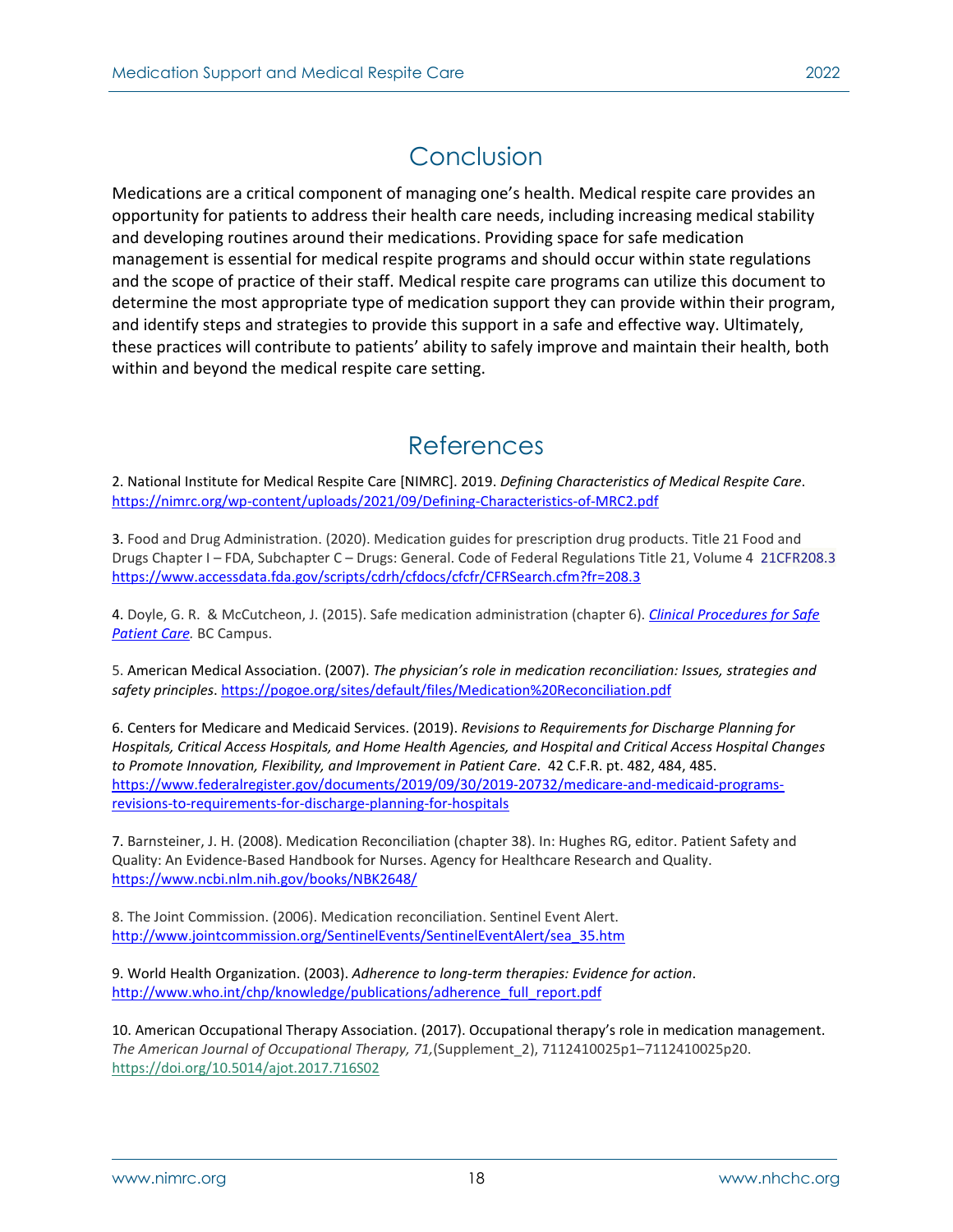# Conclusion

Medications are a critical component of managing one's health. Medical respite care provides an opportunity for patients to address their health care needs, including increasing medical stability and developing routines around their medications. Providing space for safe medication management is essential for medical respite programs and should occur within state regulations and the scope of practice of their staff. Medical respite care programs can utilize this document to determine the most appropriate type of medication support they can provide within their program, and identify steps and strategies to provide this support in a safe and effective way. Ultimately, these practices will contribute to patients' ability to safely improve and maintain their health, both within and beyond the medical respite care setting.

# References

2. National Institute for Medical Respite Care [NIMRC]. 2019. *Defining Characteristics of Medical Respite Care*. https://nimrc.org/wp-content/uploads/2021/09/Defining-Characteristics-of-MRC2.pdf

3. Food and Drug Administration. (2020). Medication guides for prescription drug products. Title 21 Food and Drugs Chapter I – FDA, Subchapter C – Drugs: General. Code of Federal Regulations Title 21, Volume 4 21CFR208.3 https://www.accessdata.fda.gov/scripts/cdrh/cfdocs/cfcfr/CFRSearch.cfm?fr=208.3

4. Doyle, G. R. & McCutcheon, J. (2015). Safe medication administration (chapter 6). *Clinical Procedures for Safe Patient Care.* BC Campus.

5. American Medical Association. (2007). *The physician's role in medication reconciliation: Issues, strategies and safety principles*. https://pogoe.org/sites/default/files/Medication%20Reconciliation.pdf

6. Centers for Medicare and Medicaid Services. (2019). *Revisions to Requirements for Discharge Planning for Hospitals, Critical Access Hospitals, and Home Health Agencies, and Hospital and Critical Access Hospital Changes to Promote Innovation, Flexibility, and Improvement in Patient Care*. 42 C.F.R. pt. 482, 484, 485. https://www.federalregister.gov/documents/2019/09/30/2019-20732/medicare-and-medicaid-programs-revisions-to-requirements-for-discharge-planning-for-hospitals

7. Barnsteiner, J. H. (2008). Medication Reconciliation (chapter 38). In: Hughes RG, editor. Patient Safety and Quality: An Evidence-Based Handbook for Nurses. Agency for Healthcare Research and Quality. https://www.ncbi.nlm.nih.gov/books/NBK2648/

8. The Joint Commission. (2006). Medication reconciliation. Sentinel Event Alert. http://www.jointcommission.org/SentinelEvents/SentinelEventAlert/sea_35.htm

9. World Health Organization. (2003). *Adherence to long-term therapies: Evidence for action*. http://www.who.int/chp/knowledge/publications/adherence_full_report.pdf

10. American Occupational Therapy Association. (2017). Occupational therapy's role in medication management. *The American Journal of Occupational Therapy, 71,*(Supplement_2), 7112410025p1–7112410025p20. https://doi.org/10.5014/ajot.2017.716S02